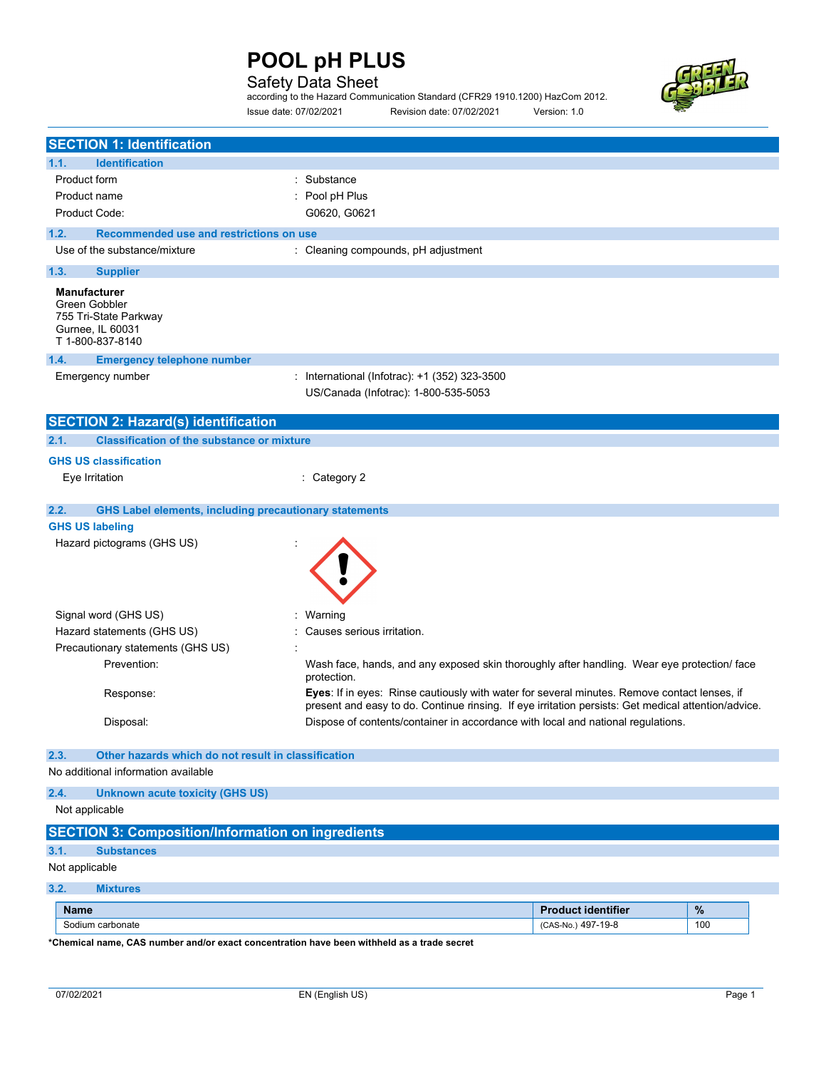# POOL pH PLUS

## Safety Data Sheet

according to the Hazard Communication Standard (CFR29 1910.1200) HazCom 2012.

Issue date: 07/02/2021 Revision date: 07/02/2021 Version: 1.0

## SECTION 1: Identification

### 1.1. Identification

Product form : Substance

Product name : Pool pH Plus

Product Code: G0620, G0621

### 1.2. Recommended use and restrictions on use

Use of the substance/mixture : Cleaning compounds, pH adjustment

### 1.3. Supplier

**Manufacturer**
Green Gobbler
755 Tri-State Parkway
Gurnee, IL 60031
T 1-800-837-8140

### 1.4. Emergency telephone number

Emergency number : International (Infotrac): +1 (352) 323-3500
US/Canada (Infotrac): 1-800-535-5053

## SECTION 2: Hazard(s) identification

### 2.1. Classification of the substance or mixture

**GHS US classification**

Eye Irritation : Category 2

### 2.2. GHS Label elements, including precautionary statements

**GHS US labeling**

Hazard pictograms (GHS US) :

Signal word (GHS US) : Warning

Hazard statements (GHS US) : Causes serious irritation.

Precautionary statements (GHS US) :

Prevention: Wash face, hands, and any exposed skin thoroughly after handling. Wear eye protection/ face protection.

Response: **Eyes**: If in eyes: Rinse cautiously with water for several minutes. Remove contact lenses, if present and easy to do. Continue rinsing. If eye irritation persists: Get medical attention/advice.

Disposal: Dispose of contents/container in accordance with local and national regulations.

### 2.3. Other hazards which do not result in classification

No additional information available

### 2.4. Unknown acute toxicity (GHS US)

Not applicable

## SECTION 3: Composition/Information on ingredients

### 3.1. Substances

Not applicable

### 3.2. Mixtures

| Name | Product identifier | % |
|---|---|---|
| Sodium carbonate | (CAS-No.) 497-19-8 | 100 |

***Chemical name, CAS number and/or exact concentration have been withheld as a trade secret**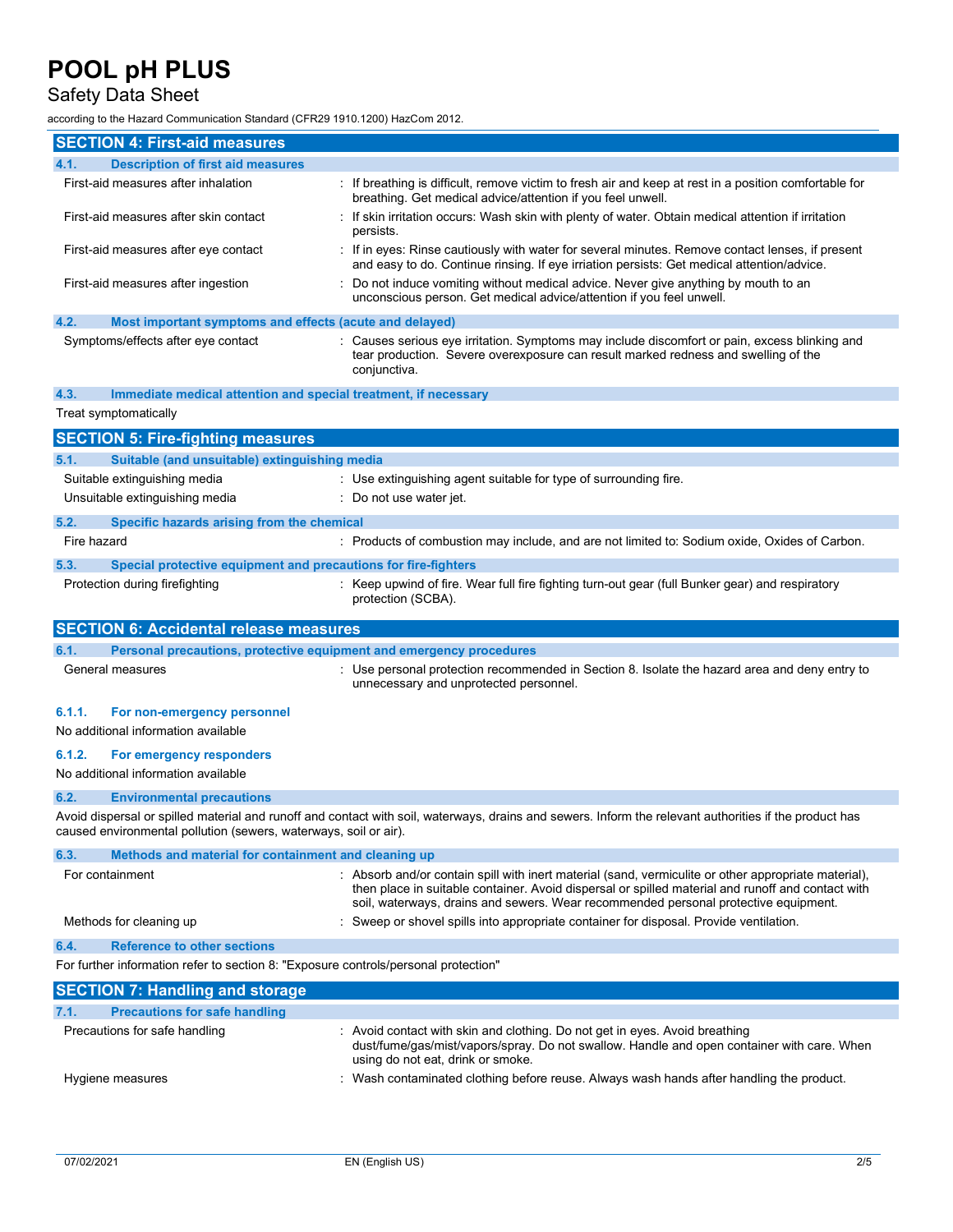## SECTION 4: First-aid measures

### 4.1. Description of first aid measures

First-aid measures after inhalation : If breathing is difficult, remove victim to fresh air and keep at rest in a position comfortable for breathing. Get medical advice/attention if you feel unwell.

First-aid measures after skin contact : If skin irritation occurs: Wash skin with plenty of water. Obtain medical attention if irritation persists.

First-aid measures after eye contact : If in eyes: Rinse cautiously with water for several minutes. Remove contact lenses, if present and easy to do. Continue rinsing. If eye irriation persists: Get medical attention/advice.

First-aid measures after ingestion : Do not induce vomiting without medical advice. Never give anything by mouth to an unconscious person. Get medical advice/attention if you feel unwell.

### 4.2. Most important symptoms and effects (acute and delayed)

Symptoms/effects after eye contact : Causes serious eye irritation. Symptoms may include discomfort or pain, excess blinking and tear production. Severe overexposure can result marked redness and swelling of the conjunctiva.

### 4.3. Immediate medical attention and special treatment, if necessary

Treat symptomatically

## SECTION 5: Fire-fighting measures

### 5.1. Suitable (and unsuitable) extinguishing media

Suitable extinguishing media : Use extinguishing agent suitable for type of surrounding fire.

Unsuitable extinguishing media : Do not use water jet.

### 5.2. Specific hazards arising from the chemical

Fire hazard : Products of combustion may include, and are not limited to: Sodium oxide, Oxides of Carbon.

### 5.3. Special protective equipment and precautions for fire-fighters

Protection during firefighting : Keep upwind of fire. Wear full fire fighting turn-out gear (full Bunker gear) and respiratory protection (SCBA).

## SECTION 6: Accidental release measures

### 6.1. Personal precautions, protective equipment and emergency procedures

General measures : Use personal protection recommended in Section 8. Isolate the hazard area and deny entry to unnecessary and unprotected personnel.

#### 6.1.1. For non-emergency personnel

No additional information available

#### 6.1.2. For emergency responders

No additional information available

### 6.2. Environmental precautions

Avoid dispersal or spilled material and runoff and contact with soil, waterways, drains and sewers. Inform the relevant authorities if the product has caused environmental pollution (sewers, waterways, soil or air).

### 6.3. Methods and material for containment and cleaning up

For containment : Absorb and/or contain spill with inert material (sand, vermiculite or other appropriate material), then place in suitable container. Avoid dispersal or spilled material and runoff and contact with soil, waterways, drains and sewers. Wear recommended personal protective equipment.

Methods for cleaning up : Sweep or shovel spills into appropriate container for disposal. Provide ventilation.

### 6.4. Reference to other sections

For further information refer to section 8: "Exposure controls/personal protection"

## SECTION 7: Handling and storage

### 7.1. Precautions for safe handling

Precautions for safe handling : Avoid contact with skin and clothing. Do not get in eyes. Avoid breathing dust/fume/gas/mist/vapors/spray. Do not swallow. Handle and open container with care. When using do not eat, drink or smoke.

Hygiene measures : Wash contaminated clothing before reuse. Always wash hands after handling the product.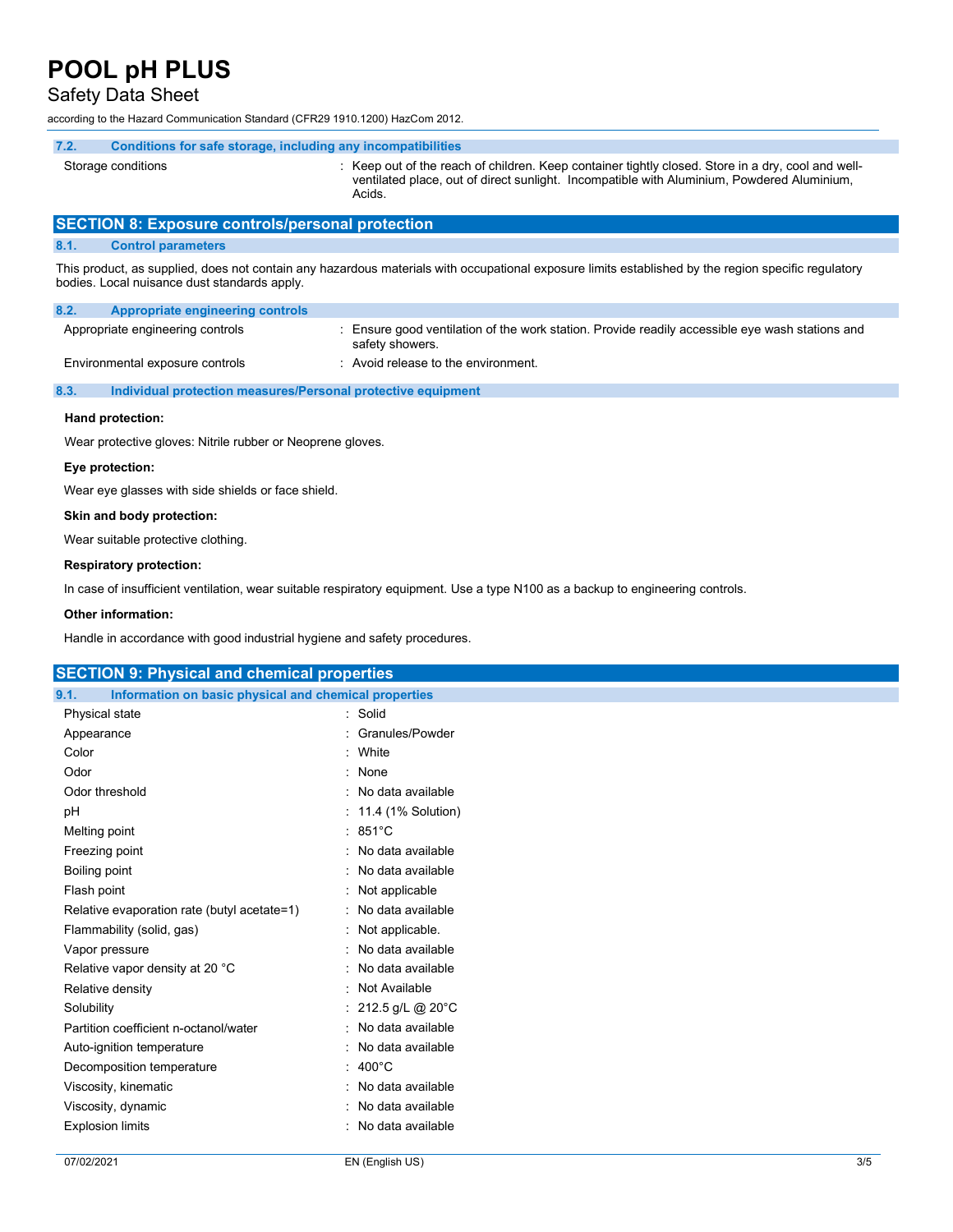### 7.2. Conditions for safe storage, including any incompatibilities

| | |
|---|---|
| Storage conditions | : Keep out of the reach of children. Keep container tightly closed. Store in a dry, cool and well-ventilated place, out of direct sunlight. Incompatible with Aluminium, Powdered Aluminium, Acids. |

## SECTION 8: Exposure controls/personal protection

### 8.1. Control parameters

This product, as supplied, does not contain any hazardous materials with occupational exposure limits established by the region specific regulatory bodies. Local nuisance dust standards apply.

### 8.2. Appropriate engineering controls

| | |
|---|---|
| Appropriate engineering controls | : Ensure good ventilation of the work station. Provide readily accessible eye wash stations and safety showers. |
| Environmental exposure controls | : Avoid release to the environment. |

### 8.3. Individual protection measures/Personal protective equipment

**Hand protection:**

Wear protective gloves: Nitrile rubber or Neoprene gloves.

**Eye protection:**

Wear eye glasses with side shields or face shield.

**Skin and body protection:**

Wear suitable protective clothing.

**Respiratory protection:**

In case of insufficient ventilation, wear suitable respiratory equipment. Use a type N100 as a backup to engineering controls.

**Other information:**

Handle in accordance with good industrial hygiene and safety procedures.

## SECTION 9: Physical and chemical properties

### 9.1. Information on basic physical and chemical properties

| | |
|---|---|
| Physical state | : Solid |
| Appearance | : Granules/Powder |
| Color | : White |
| Odor | : None |
| Odor threshold | : No data available |
| pH | : 11.4 (1% Solution) |
| Melting point | : 851°C |
| Freezing point | : No data available |
| Boiling point | : No data available |
| Flash point | : Not applicable |
| Relative evaporation rate (butyl acetate=1) | : No data available |
| Flammability (solid, gas) | : Not applicable. |
| Vapor pressure | : No data available |
| Relative vapor density at 20 °C | : No data available |
| Relative density | : Not Available |
| Solubility | : 212.5 g/L @ 20°C |
| Partition coefficient n-octanol/water | : No data available |
| Auto-ignition temperature | : No data available |
| Decomposition temperature | : 400°C |
| Viscosity, kinematic | : No data available |
| Viscosity, dynamic | : No data available |
| Explosion limits | : No data available |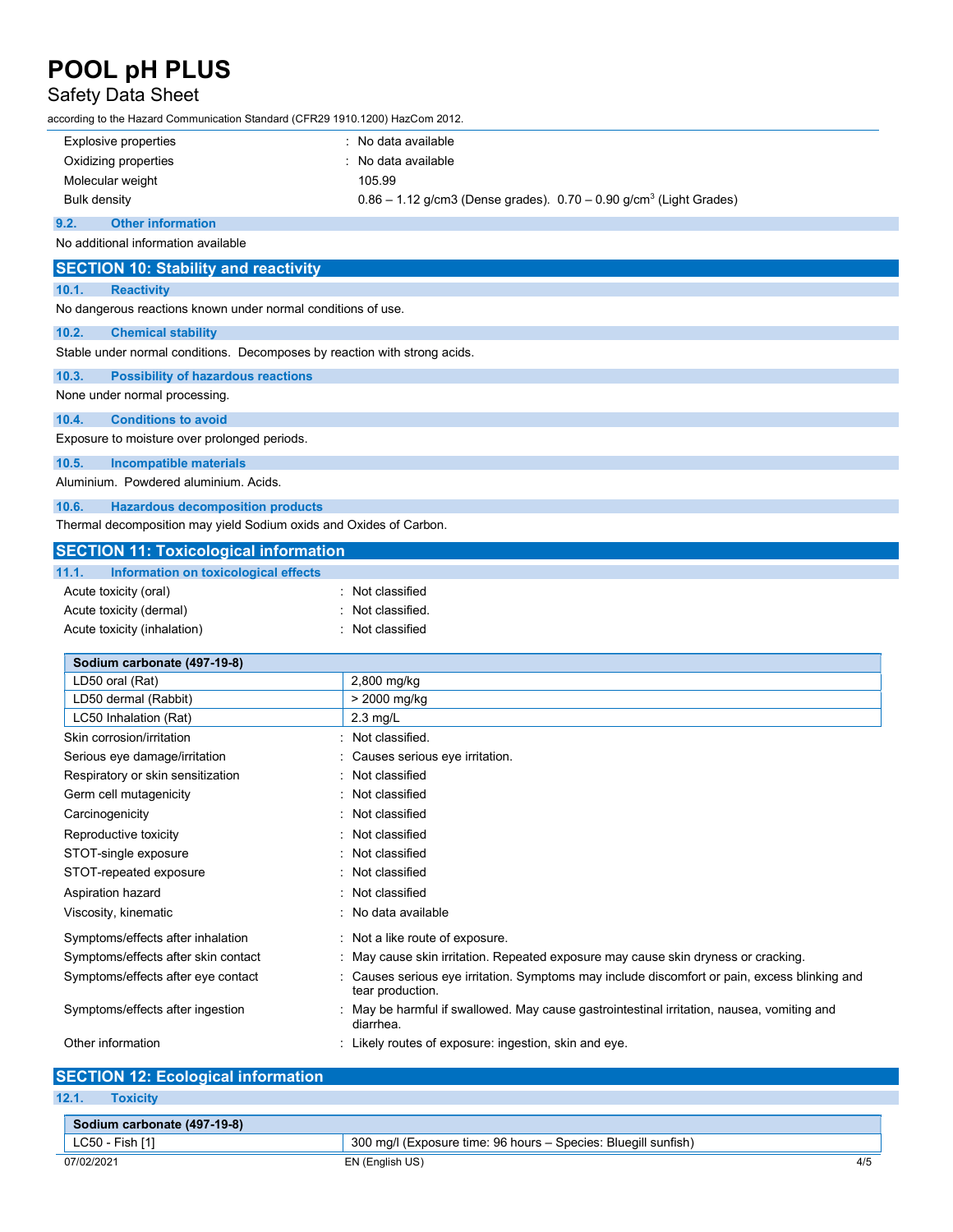| | |
|---|---|
| Explosive properties | : No data available |
| Oxidizing properties | : No data available |
| Molecular weight | 105.99 |
| Bulk density | 0.86 – 1.12 g/cm3 (Dense grades). 0.70 – 0.90 g/cm$^3$ (Light Grades) |

### 9.2. Other information

No additional information available

## SECTION 10: Stability and reactivity

### 10.1. Reactivity

No dangerous reactions known under normal conditions of use.

### 10.2. Chemical stability

Stable under normal conditions. Decomposes by reaction with strong acids.

### 10.3. Possibility of hazardous reactions

None under normal processing.

### 10.4. Conditions to avoid

Exposure to moisture over prolonged periods.

### 10.5. Incompatible materials

Aluminium. Powdered aluminium. Acids.

### 10.6. Hazardous decomposition products

Thermal decomposition may yield Sodium oxids and Oxides of Carbon.

## SECTION 11: Toxicological information

### 11.1. Information on toxicological effects

| | |
|---|---|
| Acute toxicity (oral) | : Not classified |
| Acute toxicity (dermal) | : Not classified. |
| Acute toxicity (inhalation) | : Not classified |

| Sodium carbonate (497-19-8) | |
|---|---|
| LD50 oral (Rat) | 2,800 mg/kg |
| LD50 dermal (Rabbit) | > 2000 mg/kg |
| LC50 Inhalation (Rat) | 2.3 mg/L |

| | |
|---|---|
| Skin corrosion/irritation | : Not classified. |
| Serious eye damage/irritation | : Causes serious eye irritation. |
| Respiratory or skin sensitization | : Not classified |
| Germ cell mutagenicity | : Not classified |
| Carcinogenicity | : Not classified |
| Reproductive toxicity | : Not classified |
| STOT-single exposure | : Not classified |
| STOT-repeated exposure | : Not classified |
| Aspiration hazard | : Not classified |
| Viscosity, kinematic | : No data available |
| Symptoms/effects after inhalation | : Not a like route of exposure. |
| Symptoms/effects after skin contact | : May cause skin irritation. Repeated exposure may cause skin dryness or cracking. |
| Symptoms/effects after eye contact | : Causes serious eye irritation. Symptoms may include discomfort or pain, excess blinking and tear production. |
| Symptoms/effects after ingestion | : May be harmful if swallowed. May cause gastrointestinal irritation, nausea, vomiting and diarrhea. |
| Other information | : Likely routes of exposure: ingestion, skin and eye. |

## SECTION 12: Ecological information

### 12.1. Toxicity

| Sodium carbonate (497-19-8) | |
|---|---|
| LC50 - Fish [1] | 300 mg/l (Exposure time: 96 hours – Species: Bluegill sunfish) |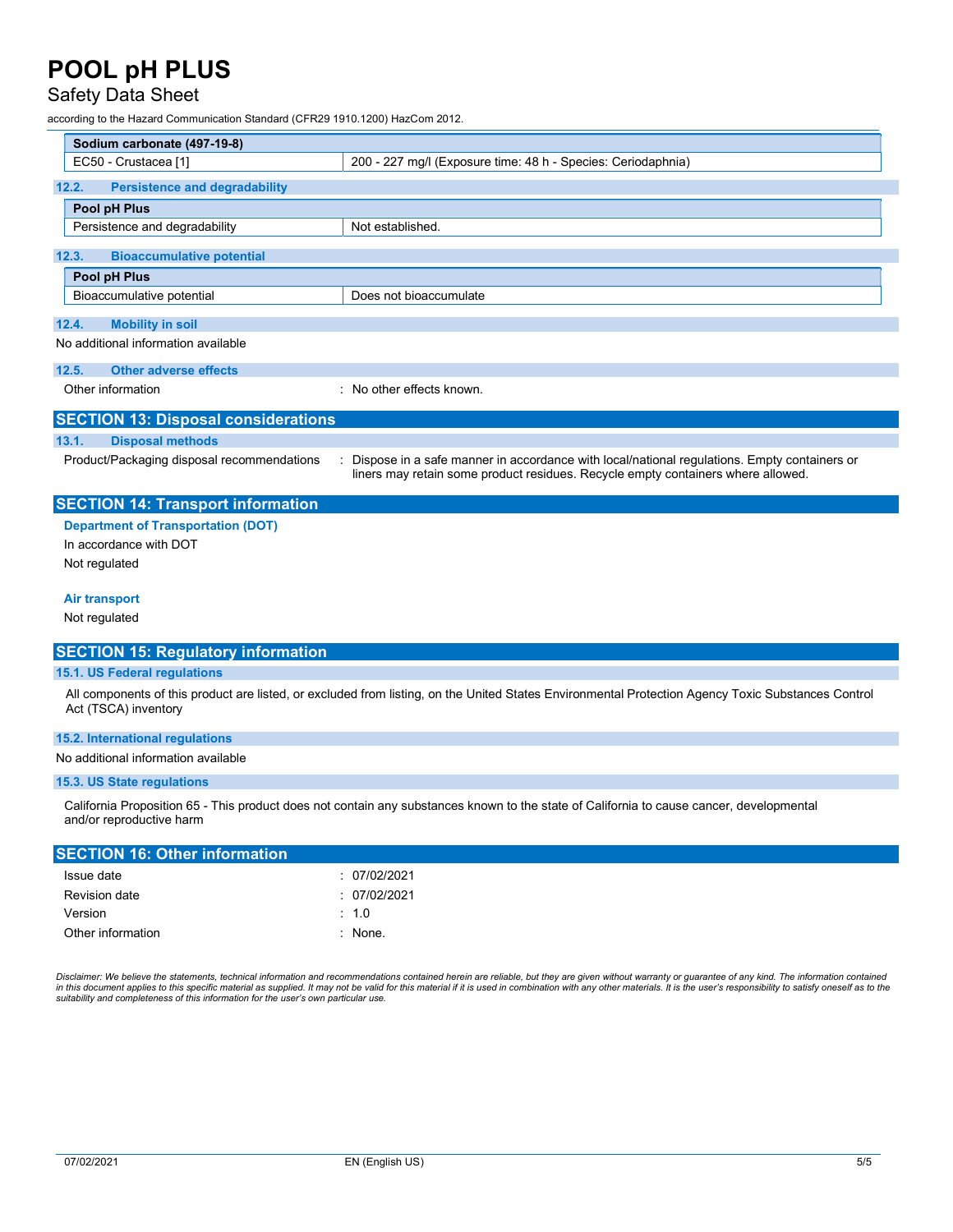| Sodium carbonate (497-19-8) | |
| --- | --- |
| EC50 - Crustacea [1] | 200 - 227 mg/l (Exposure time: 48 h - Species: Ceriodaphnia) |

### 12.2. Persistence and degradability

| Pool pH Plus | |
| --- | --- |
| Persistence and degradability | Not established. |

### 12.3. Bioaccumulative potential

| Pool pH Plus | |
| --- | --- |
| Bioaccumulative potential | Does not bioaccumulate |

### 12.4. Mobility in soil

No additional information available

### 12.5. Other adverse effects

Other information : No other effects known.

## SECTION 13: Disposal considerations

### 13.1. Disposal methods

Product/Packaging disposal recommendations : Dispose in a safe manner in accordance with local/national regulations. Empty containers or liners may retain some product residues. Recycle empty containers where allowed.

## SECTION 14: Transport information

**Department of Transportation (DOT)**

In accordance with DOT

Not regulated

**Air transport**

Not regulated

## SECTION 15: Regulatory information

### 15.1. US Federal regulations

All components of this product are listed, or excluded from listing, on the United States Environmental Protection Agency Toxic Substances Control Act (TSCA) inventory

### 15.2. International regulations

No additional information available

### 15.3. US State regulations

California Proposition 65 - This product does not contain any substances known to the state of California to cause cancer, developmental and/or reproductive harm

## SECTION 16: Other information

Issue date : 07/02/2021

Revision date : 07/02/2021

Version : 1.0

Other information : None.

*Disclaimer: We believe the statements, technical information and recommendations contained herein are reliable, but they are given without warranty or guarantee of any kind. The information contained in this document applies to this specific material as supplied. It may not be valid for this material if it is used in combination with any other materials. It is the user's responsibility to satisfy oneself as to the suitability and completeness of this information for the user's own particular use.*